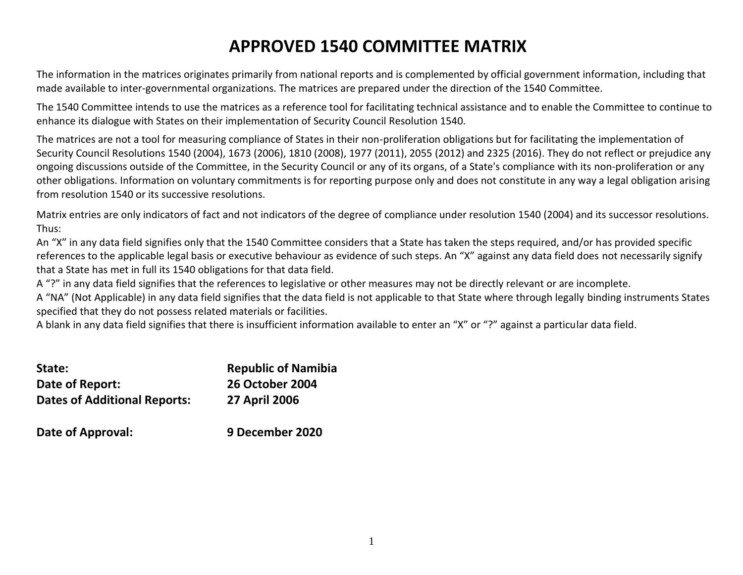# APPROVED 1540 COMMITTEE MATRIX

The information in the matrices originates primarily from national reports and is complemented by official government information, including that made available to inter-governmental organizations. The matrices are prepared under the direction of the 1540 Committee.

The 1540 Committee intends to use the matrices as a reference tool for facilitating technical assistance and to enable the Committee to continue to enhance its dialogue with States on their implementation of Security Council Resolution 1540.

The matrices are not a tool for measuring compliance of States in their non-proliferation obligations but for facilitating the implementation of Security Council Resolutions 1540 (2004), 1673 (2006), 1810 (2008), 1977 (2011), 2055 (2012) and 2325 (2016). They do not reflect or prejudice any ongoing discussions outside of the Committee, in the Security Council or any of its organs, of a State's compliance with its non-proliferation or any other obligations. Information on voluntary commitments is for reporting purpose only and does not constitute in any way a legal obligation arising from resolution 1540 or its successive resolutions.

Matrix entries are only indicators of fact and not indicators of the degree of compliance under resolution 1540 (2004) and its successor resolutions. Thus:
An "X" in any data field signifies only that the 1540 Committee considers that a State has taken the steps required, and/or has provided specific references to the applicable legal basis or executive behaviour as evidence of such steps. An "X" against any data field does not necessarily signify that a State has met in full its 1540 obligations for that data field.
A "?" in any data field signifies that the references to legislative or other measures may not be directly relevant or are incomplete.
A "NA" (Not Applicable) in any data field signifies that the data field is not applicable to that State where through legally binding instruments States specified that they do not possess related materials or facilities.
A blank in any data field signifies that there is insufficient information available to enter an "X" or "?" against a particular data field.

**State:** **Republic of Namibia**
**Date of Report:** **26 October 2004**
**Dates of Additional Reports:** **27 April 2006**

**Date of Approval:** **9 December 2020**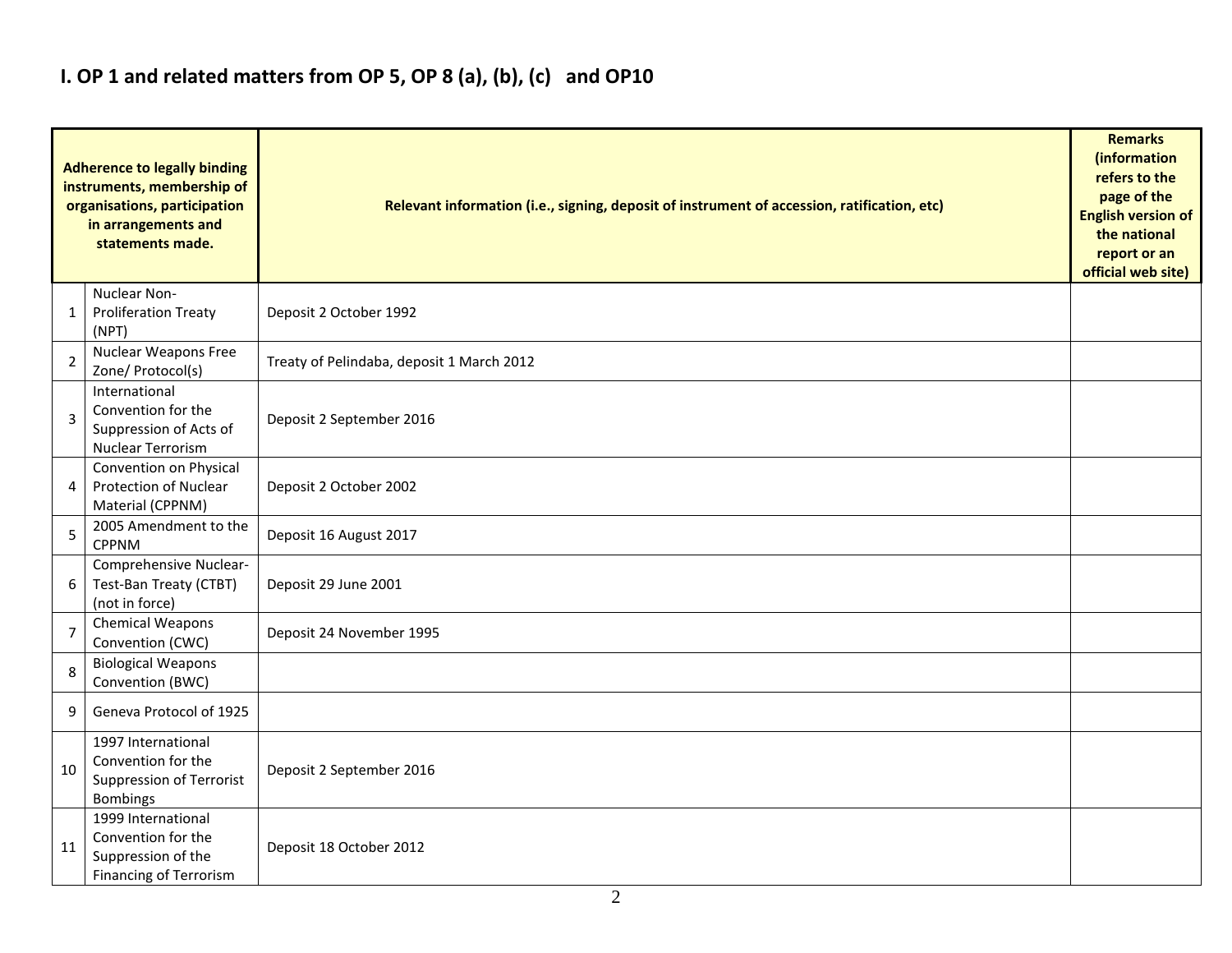## I. OP 1 and related matters from OP 5, OP 8 (a), (b), (c) and OP10

| | Adherence to legally binding instruments, membership of organisations, participation in arrangements and statements made. | Relevant information (i.e., signing, deposit of instrument of accession, ratification, etc) | Remarks (information refers to the page of the English version of the national report or an official web site) |
|---|---|---|---|
| 1 | Nuclear Non-Proliferation Treaty (NPT) | Deposit 2 October 1992 | |
| 2 | Nuclear Weapons Free Zone/ Protocol(s) | Treaty of Pelindaba, deposit 1 March 2012 | |
| 3 | International Convention for the Suppression of Acts of Nuclear Terrorism | Deposit 2 September 2016 | |
| 4 | Convention on Physical Protection of Nuclear Material (CPPNM) | Deposit 2 October 2002 | |
| 5 | 2005 Amendment to the CPPNM | Deposit 16 August 2017 | |
| 6 | Comprehensive Nuclear-Test-Ban Treaty (CTBT) (not in force) | Deposit 29 June 2001 | |
| 7 | Chemical Weapons Convention (CWC) | Deposit 24 November 1995 | |
| 8 | Biological Weapons Convention (BWC) | | |
| 9 | Geneva Protocol of 1925 | | |
| 10 | 1997 International Convention for the Suppression of Terrorist Bombings | Deposit 2 September 2016 | |
| 11 | 1999 International Convention for the Suppression of the Financing of Terrorism | Deposit 18 October 2012 | |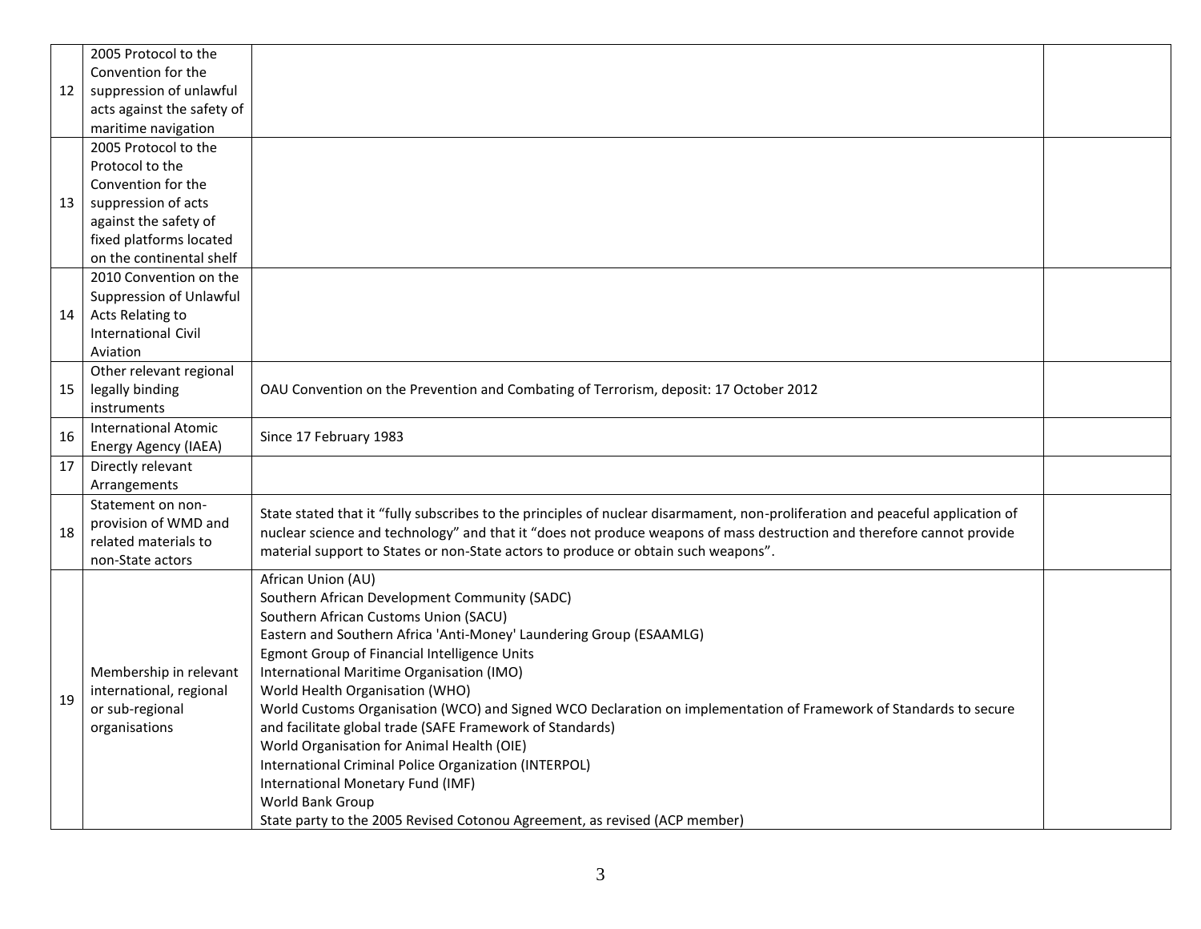| | | | |
|---|---|---|---|
| 12 | 2005 Protocol to the Convention for the suppression of unlawful acts against the safety of maritime navigation | | |
| 13 | 2005 Protocol to the Protocol to the Convention for the suppression of acts against the safety of fixed platforms located on the continental shelf | | |
| 14 | 2010 Convention on the Suppression of Unlawful Acts Relating to International Civil Aviation | | |
| 15 | Other relevant regional legally binding instruments | OAU Convention on the Prevention and Combating of Terrorism, deposit: 17 October 2012 | |
| 16 | International Atomic Energy Agency (IAEA) | Since 17 February 1983 | |
| 17 | Directly relevant Arrangements | | |
| 18 | Statement on non-provision of WMD and related materials to non-State actors | State stated that it "fully subscribes to the principles of nuclear disarmament, non-proliferation and peaceful application of nuclear science and technology" and that it "does not produce weapons of mass destruction and therefore cannot provide material support to States or non-State actors to produce or obtain such weapons". | |
| 19 | Membership in relevant international, regional or sub-regional organisations | African Union (AU)<br>Southern African Development Community (SADC)<br>Southern African Customs Union (SACU)<br>Eastern and Southern Africa 'Anti-Money' Laundering Group (ESAAMLG)<br>Egmont Group of Financial Intelligence Units<br>International Maritime Organisation (IMO)<br>World Health Organisation (WHO)<br>World Customs Organisation (WCO) and Signed WCO Declaration on implementation of Framework of Standards to secure and facilitate global trade (SAFE Framework of Standards)<br>World Organisation for Animal Health (OIE)<br>International Criminal Police Organization (INTERPOL)<br>International Monetary Fund (IMF)<br>World Bank Group<br>State party to the 2005 Revised Cotonou Agreement, as revised (ACP member) | |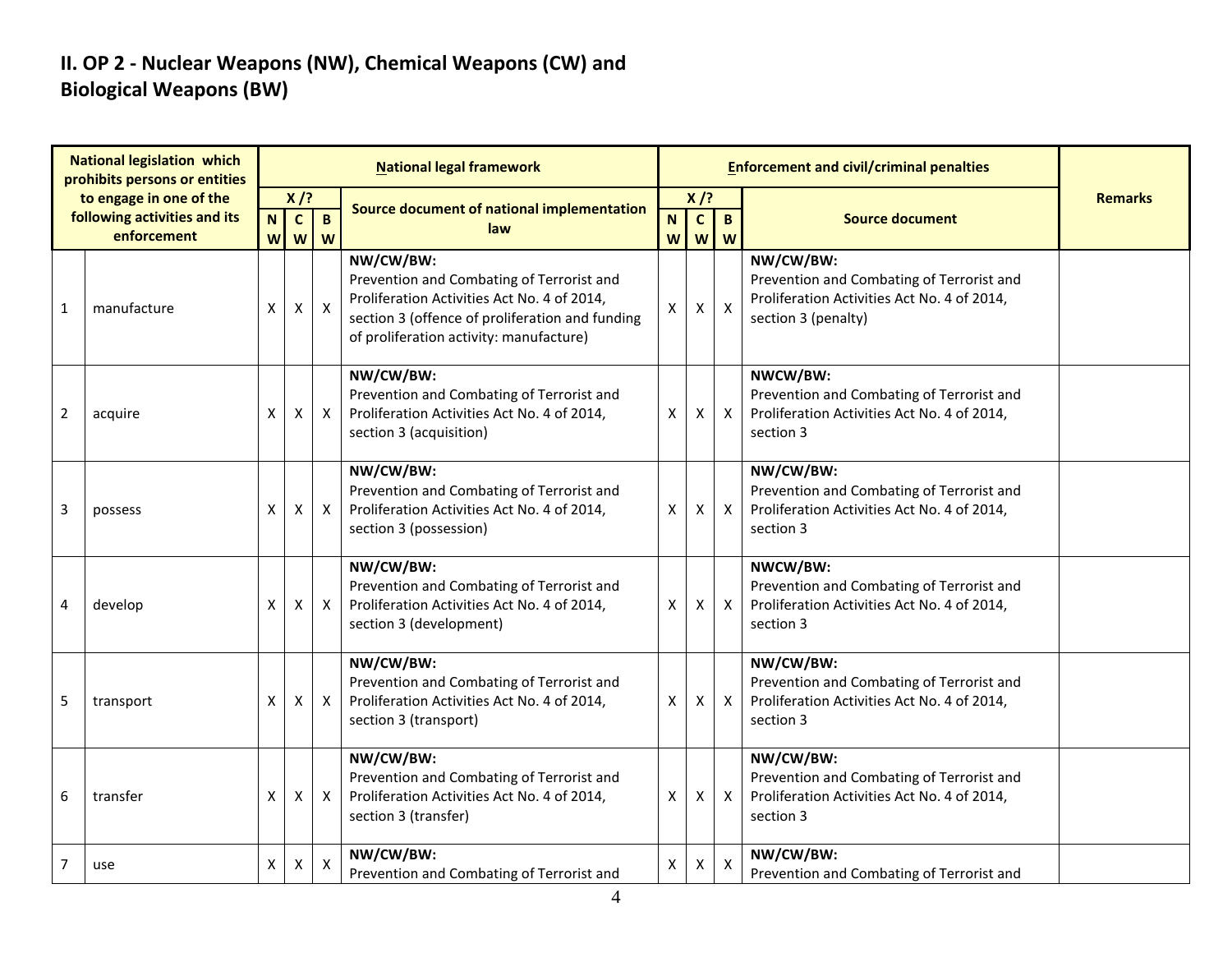## II. OP 2 - Nuclear Weapons (NW), Chemical Weapons (CW) and Biological Weapons (BW)

| National legislation which prohibits persons or entities to engage in one of the following activities and its enforcement | | National legal framework | | | | Enforcement and civil/criminal penalties | | | | Remarks |
|---|---|---|---|---|---|---|---|---|---|---|
| | | X /? | | | Source document of national implementation law | X /? | | | Source document | |
| | | NW | CW | BW | | NW | CW | BW | | |
| 1 | manufacture | X | X | X | **NW/CW/BW:** Prevention and Combating of Terrorist and Proliferation Activities Act No. 4 of 2014, section 3 (offence of proliferation and funding of proliferation activity: manufacture) | X | X | X | **NW/CW/BW:** Prevention and Combating of Terrorist and Proliferation Activities Act No. 4 of 2014, section 3 (penalty) | |
| 2 | acquire | X | X | X | **NW/CW/BW:** Prevention and Combating of Terrorist and Proliferation Activities Act No. 4 of 2014, section 3 (acquisition) | X | X | X | **NWCW/BW:** Prevention and Combating of Terrorist and Proliferation Activities Act No. 4 of 2014, section 3 | |
| 3 | possess | X | X | X | **NW/CW/BW:** Prevention and Combating of Terrorist and Proliferation Activities Act No. 4 of 2014, section 3 (possession) | X | X | X | **NW/CW/BW:** Prevention and Combating of Terrorist and Proliferation Activities Act No. 4 of 2014, section 3 | |
| 4 | develop | X | X | X | **NW/CW/BW:** Prevention and Combating of Terrorist and Proliferation Activities Act No. 4 of 2014, section 3 (development) | X | X | X | **NWCW/BW:** Prevention and Combating of Terrorist and Proliferation Activities Act No. 4 of 2014, section 3 | |
| 5 | transport | X | X | X | **NW/CW/BW:** Prevention and Combating of Terrorist and Proliferation Activities Act No. 4 of 2014, section 3 (transport) | X | X | X | **NW/CW/BW:** Prevention and Combating of Terrorist and Proliferation Activities Act No. 4 of 2014, section 3 | |
| 6 | transfer | X | X | X | **NW/CW/BW:** Prevention and Combating of Terrorist and Proliferation Activities Act No. 4 of 2014, section 3 (transfer) | X | X | X | **NW/CW/BW:** Prevention and Combating of Terrorist and Proliferation Activities Act No. 4 of 2014, section 3 | |
| 7 | use | X | X | X | **NW/CW/BW:** Prevention and Combating of Terrorist and | X | X | X | **NW/CW/BW:** Prevention and Combating of Terrorist and | |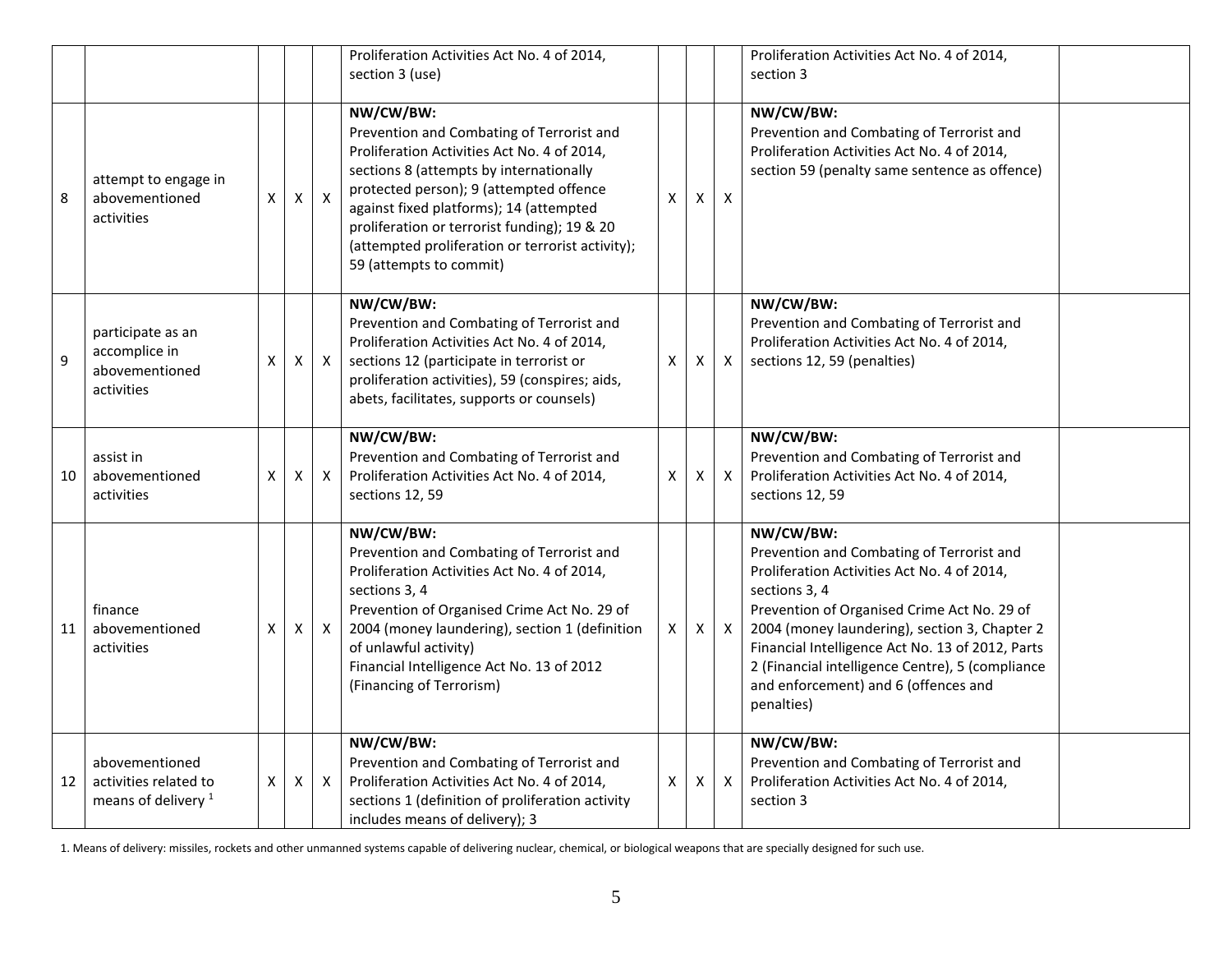| | | | | | | | | | | |
|---|---|---|---|---|---|---|---|---|---|---|
| | | | | | Proliferation Activities Act No. 4 of 2014, section 3 (use) | | | | Proliferation Activities Act No. 4 of 2014, section 3 | |
| 8 | attempt to engage in abovementioned activities | X | X | X | **NW/CW/BW:** Prevention and Combating of Terrorist and Proliferation Activities Act No. 4 of 2014, sections 8 (attempts by internationally protected person); 9 (attempted offence against fixed platforms); 14 (attempted proliferation or terrorist funding); 19 & 20 (attempted proliferation or terrorist activity); 59 (attempts to commit) | X | X | X | **NW/CW/BW:** Prevention and Combating of Terrorist and Proliferation Activities Act No. 4 of 2014, section 59 (penalty same sentence as offence) | |
| 9 | participate as an accomplice in abovementioned activities | X | X | X | **NW/CW/BW:** Prevention and Combating of Terrorist and Proliferation Activities Act No. 4 of 2014, sections 12 (participate in terrorist or proliferation activities), 59 (conspires; aids, abets, facilitates, supports or counsels) | X | X | X | **NW/CW/BW:** Prevention and Combating of Terrorist and Proliferation Activities Act No. 4 of 2014, sections 12, 59 (penalties) | |
| 10 | assist in abovementioned activities | X | X | X | **NW/CW/BW:** Prevention and Combating of Terrorist and Proliferation Activities Act No. 4 of 2014, sections 12, 59 | X | X | X | **NW/CW/BW:** Prevention and Combating of Terrorist and Proliferation Activities Act No. 4 of 2014, sections 12, 59 | |
| 11 | finance abovementioned activities | X | X | X | **NW/CW/BW:** Prevention and Combating of Terrorist and Proliferation Activities Act No. 4 of 2014, sections 3, 4<br>Prevention of Organised Crime Act No. 29 of 2004 (money laundering), section 1 (definition of unlawful activity)<br>Financial Intelligence Act No. 13 of 2012 (Financing of Terrorism) | X | X | X | **NW/CW/BW:** Prevention and Combating of Terrorist and Proliferation Activities Act No. 4 of 2014, sections 3, 4<br>Prevention of Organised Crime Act No. 29 of 2004 (money laundering), section 3, Chapter 2<br>Financial Intelligence Act No. 13 of 2012, Parts 2 (Financial intelligence Centre), 5 (compliance and enforcement) and 6 (offences and penalties) | |
| 12 | abovementioned activities related to means of delivery [1] | X | X | X | **NW/CW/BW:** Prevention and Combating of Terrorist and Proliferation Activities Act No. 4 of 2014, sections 1 (definition of proliferation activity includes means of delivery); 3 | X | X | X | **NW/CW/BW:** Prevention and Combating of Terrorist and Proliferation Activities Act No. 4 of 2014, section 3 | |

1. Means of delivery: missiles, rockets and other unmanned systems capable of delivering nuclear, chemical, or biological weapons that are specially designed for such use.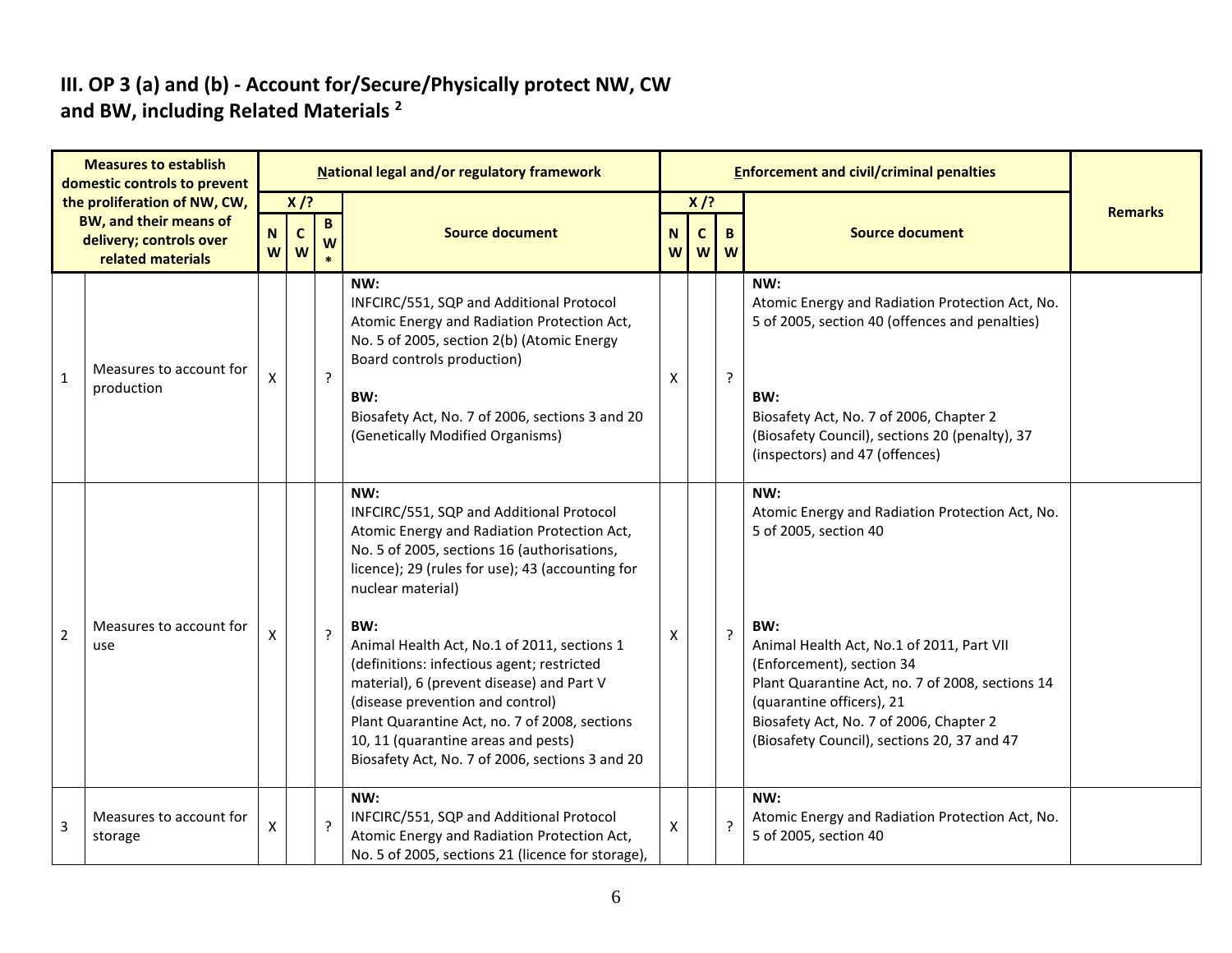## III. OP 3 (a) and (b) - Account for/Secure/Physically protect NW, CW and BW, including Related Materials [2]

| Measures to establish domestic controls to prevent the proliferation of NW, CW, BW, and their means of delivery; controls over related materials | | National legal and/or regulatory framework | | | | Enforcement and civil/criminal penalties | | | | Remarks |
|---|---|---|---|---|---|---|---|---|---|---|
| | | X /? | | | Source document | X /? | | | Source document | |
| | | NW | CW | BW* | | NW | CW | BW | | |
| 1 | Measures to account for production | X | | ? | **NW:**<br>INFCIRC/551, SQP and Additional Protocol<br>Atomic Energy and Radiation Protection Act, No. 5 of 2005, section 2(b) (Atomic Energy Board controls production)<br><br>**BW:**<br>Biosafety Act, No. 7 of 2006, sections 3 and 20 (Genetically Modified Organisms) | X | | ? | **NW:**<br>Atomic Energy and Radiation Protection Act, No. 5 of 2005, section 40 (offences and penalties)<br><br>**BW:**<br>Biosafety Act, No. 7 of 2006, Chapter 2 (Biosafety Council), sections 20 (penalty), 37 (inspectors) and 47 (offences) | |
| 2 | Measures to account for use | X | | ? | **NW:**<br>INFCIRC/551, SQP and Additional Protocol<br>Atomic Energy and Radiation Protection Act, No. 5 of 2005, sections 16 (authorisations, licence); 29 (rules for use); 43 (accounting for nuclear material)<br><br>**BW:**<br>Animal Health Act, No.1 of 2011, sections 1 (definitions: infectious agent; restricted material), 6 (prevent disease) and Part V (disease prevention and control)<br>Plant Quarantine Act, no. 7 of 2008, sections 10, 11 (quarantine areas and pests)<br>Biosafety Act, No. 7 of 2006, sections 3 and 20 | X | | ? | **NW:**<br>Atomic Energy and Radiation Protection Act, No. 5 of 2005, section 40<br><br>**BW:**<br>Animal Health Act, No.1 of 2011, Part VII (Enforcement), section 34<br>Plant Quarantine Act, no. 7 of 2008, sections 14 (quarantine officers), 21<br>Biosafety Act, No. 7 of 2006, Chapter 2 (Biosafety Council), sections 20, 37 and 47 | |
| 3 | Measures to account for storage | X | | ? | **NW:**<br>INFCIRC/551, SQP and Additional Protocol<br>Atomic Energy and Radiation Protection Act, No. 5 of 2005, sections 21 (licence for storage), | X | | ? | **NW:**<br>Atomic Energy and Radiation Protection Act, No. 5 of 2005, section 40 | |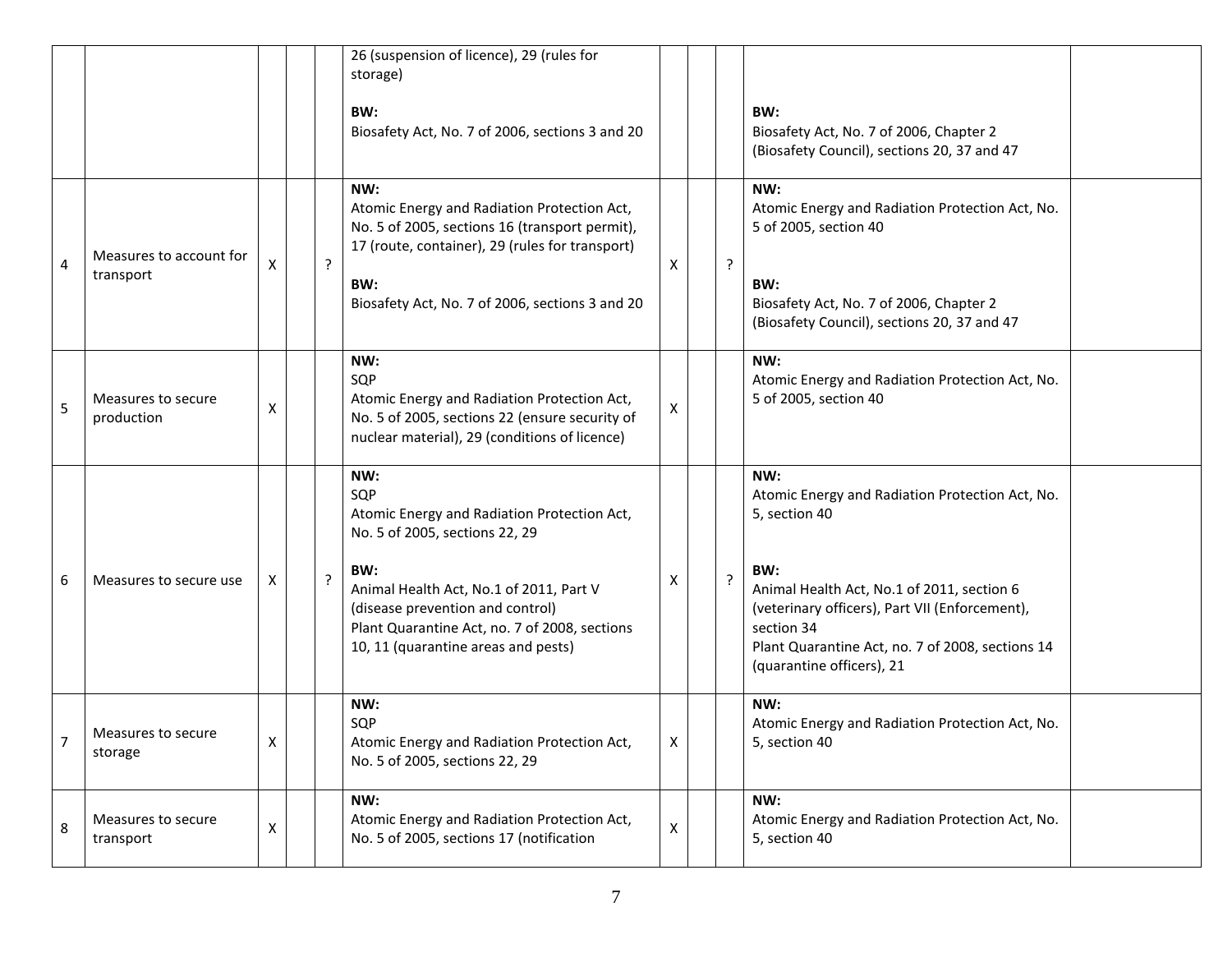| | | | | | | | | | |
|---|---|---|---|---|---|---|---|---|---|
| | | | | 26 (suspension of licence), 29 (rules for storage)<br><br>**BW:**<br>Biosafety Act, No. 7 of 2006, sections 3 and 20 | | | | **BW:**<br>Biosafety Act, No. 7 of 2006, Chapter 2 (Biosafety Council), sections 20, 37 and 47 | |
| 4 | Measures to account for transport | X | | ? | **NW:**<br>Atomic Energy and Radiation Protection Act, No. 5 of 2005, sections 16 (transport permit), 17 (route, container), 29 (rules for transport)<br><br>**BW:**<br>Biosafety Act, No. 7 of 2006, sections 3 and 20 | X | | ? | **NW:**<br>Atomic Energy and Radiation Protection Act, No. 5 of 2005, section 40<br><br>**BW:**<br>Biosafety Act, No. 7 of 2006, Chapter 2 (Biosafety Council), sections 20, 37 and 47 | |
| 5 | Measures to secure production | X | | | **NW:**<br>SQP<br>Atomic Energy and Radiation Protection Act, No. 5 of 2005, sections 22 (ensure security of nuclear material), 29 (conditions of licence) | X | | | **NW:**<br>Atomic Energy and Radiation Protection Act, No. 5 of 2005, section 40 | |
| 6 | Measures to secure use | X | | ? | **NW:**<br>SQP<br>Atomic Energy and Radiation Protection Act, No. 5 of 2005, sections 22, 29<br><br>**BW:**<br>Animal Health Act, No.1 of 2011, Part V (disease prevention and control)<br>Plant Quarantine Act, no. 7 of 2008, sections 10, 11 (quarantine areas and pests) | X | | ? | **NW:**<br>Atomic Energy and Radiation Protection Act, No. 5, section 40<br><br>**BW:**<br>Animal Health Act, No.1 of 2011, section 6 (veterinary officers), Part VII (Enforcement), section 34<br>Plant Quarantine Act, no. 7 of 2008, sections 14 (quarantine officers), 21 | |
| 7 | Measures to secure storage | X | | | **NW:**<br>SQP<br>Atomic Energy and Radiation Protection Act, No. 5 of 2005, sections 22, 29 | X | | | **NW:**<br>Atomic Energy and Radiation Protection Act, No. 5, section 40 | |
| 8 | Measures to secure transport | X | | | **NW:**<br>Atomic Energy and Radiation Protection Act, No. 5 of 2005, sections 17 (notification | X | | | **NW:**<br>Atomic Energy and Radiation Protection Act, No. 5, section 40 | |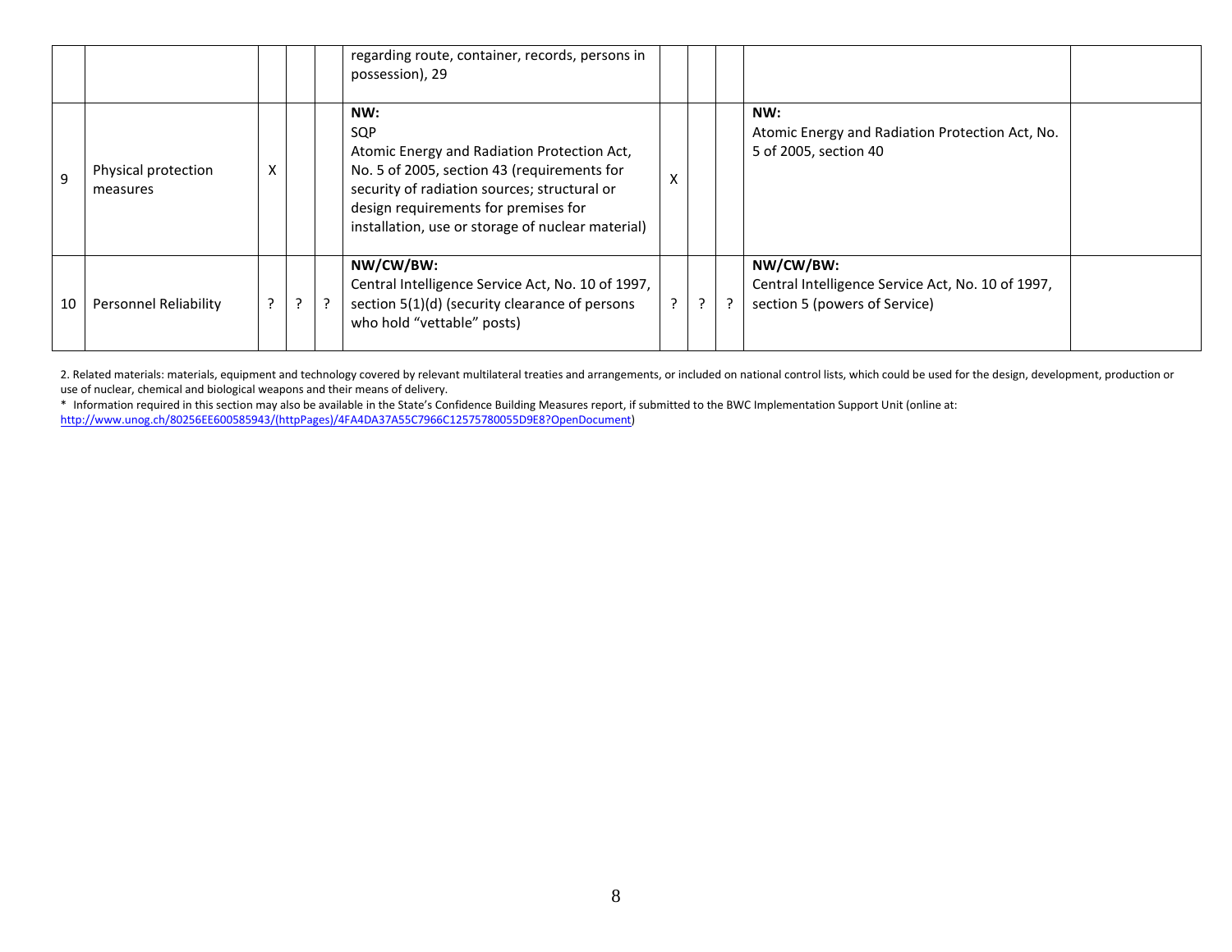| | | | | | | | | | | |
|---|---|---|---|---|---|---|---|---|---|---|
| | | | | | regarding route, container, records, persons in possession), 29 | | | | | |
| 9 | Physical protection measures | X | | | **NW:**<br>SQP<br>Atomic Energy and Radiation Protection Act, No. 5 of 2005, section 43 (requirements for security of radiation sources; structural or design requirements for premises for installation, use or storage of nuclear material) | X | | | **NW:**<br>Atomic Energy and Radiation Protection Act, No. 5 of 2005, section 40 | |
| 10 | Personnel Reliability | ? | ? | ? | **NW/CW/BW:**<br>Central Intelligence Service Act, No. 10 of 1997, section 5(1)(d) (security clearance of persons who hold "vettable" posts) | ? | ? | ? | **NW/CW/BW:**<br>Central Intelligence Service Act, No. 10 of 1997, section 5 (powers of Service) | |

2. Related materials: materials, equipment and technology covered by relevant multilateral treaties and arrangements, or included on national control lists, which could be used for the design, development, production or use of nuclear, chemical and biological weapons and their means of delivery.

* Information required in this section may also be available in the State's Confidence Building Measures report, if submitted to the BWC Implementation Support Unit (online at: http://www.unog.ch/80256EE600585943/(httpPages)/4FA4DA37A55C7966C12575780055D9E8?OpenDocument)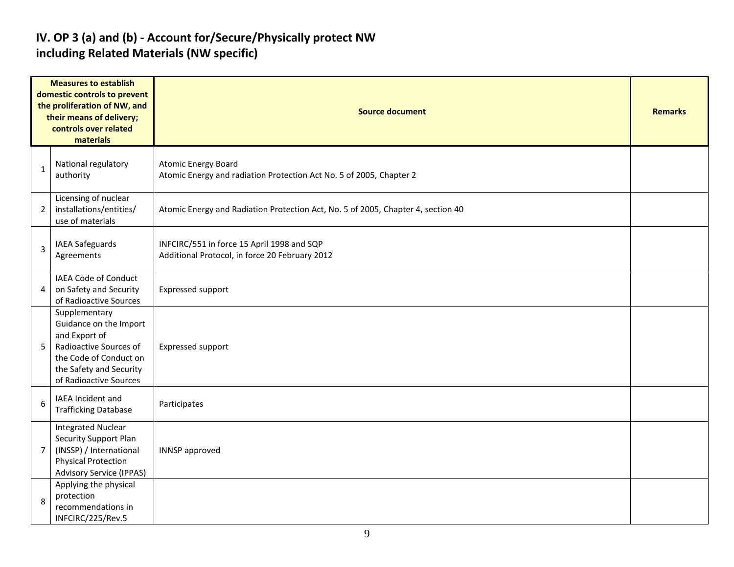## IV. OP 3 (a) and (b) - Account for/Secure/Physically protect NW including Related Materials (NW specific)

| | Measures to establish domestic controls to prevent the proliferation of NW, and their means of delivery; controls over related materials | Source document | Remarks |
|---|---|---|---|
| 1 | National regulatory authority | Atomic Energy Board<br>Atomic Energy and radiation Protection Act No. 5 of 2005, Chapter 2 | |
| 2 | Licensing of nuclear installations/entities/ use of materials | Atomic Energy and Radiation Protection Act, No. 5 of 2005, Chapter 4, section 40 | |
| 3 | IAEA Safeguards Agreements | INFCIRC/551 in force 15 April 1998 and SQP<br>Additional Protocol, in force 20 February 2012 | |
| 4 | IAEA Code of Conduct on Safety and Security of Radioactive Sources | Expressed support | |
| 5 | Supplementary Guidance on the Import and Export of Radioactive Sources of the Code of Conduct on the Safety and Security of Radioactive Sources | Expressed support | |
| 6 | IAEA Incident and Trafficking Database | Participates | |
| 7 | Integrated Nuclear Security Support Plan (INSSP) / International Physical Protection Advisory Service (IPPAS) | INNSP approved | |
| 8 | Applying the physical protection recommendations in INFCIRC/225/Rev.5 | | |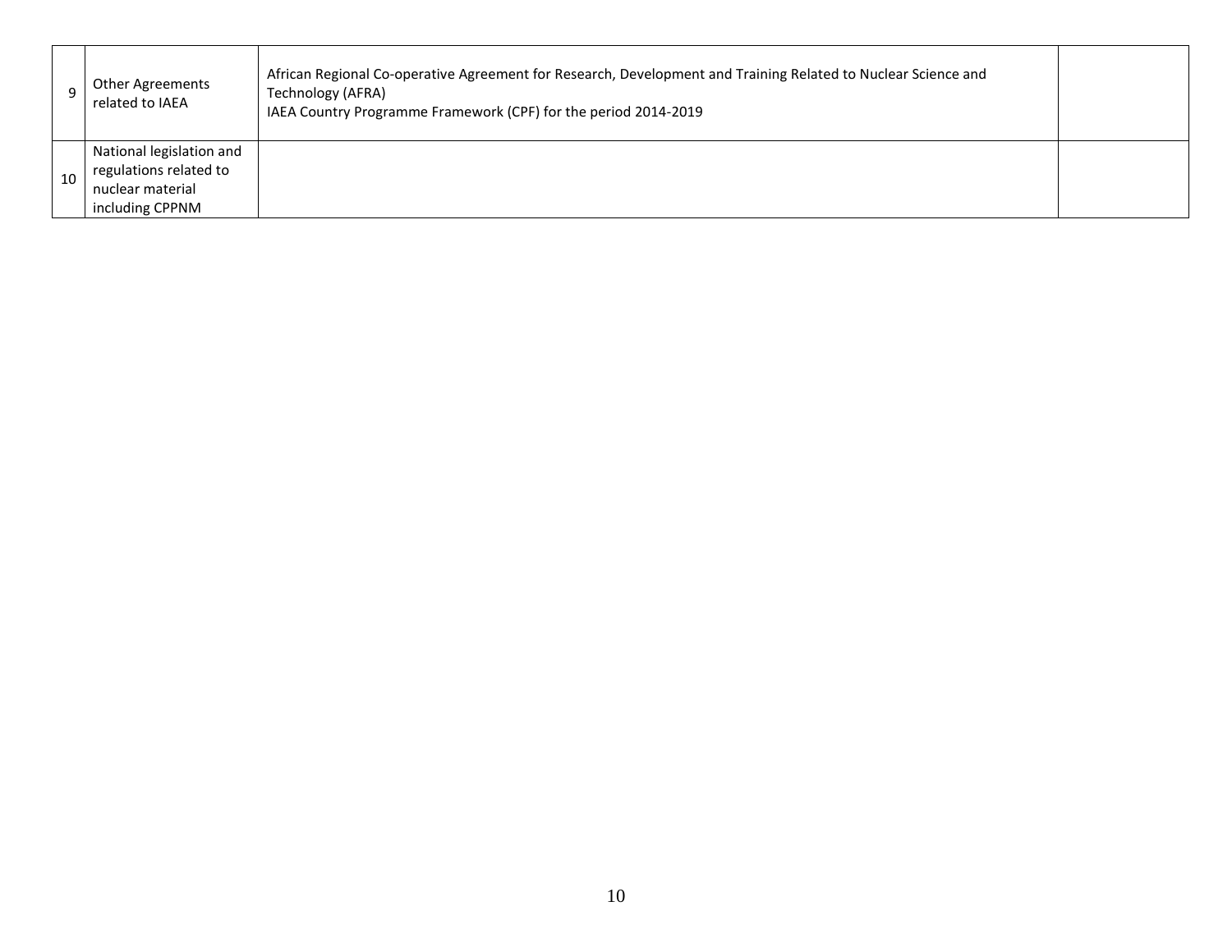| | | | |
|---|---|---|---|
| 9 | Other Agreements related to IAEA | African Regional Co-operative Agreement for Research, Development and Training Related to Nuclear Science and Technology (AFRA)<br>IAEA Country Programme Framework (CPF) for the period 2014-2019 | |
| 10 | National legislation and regulations related to nuclear material including CPPNM | | |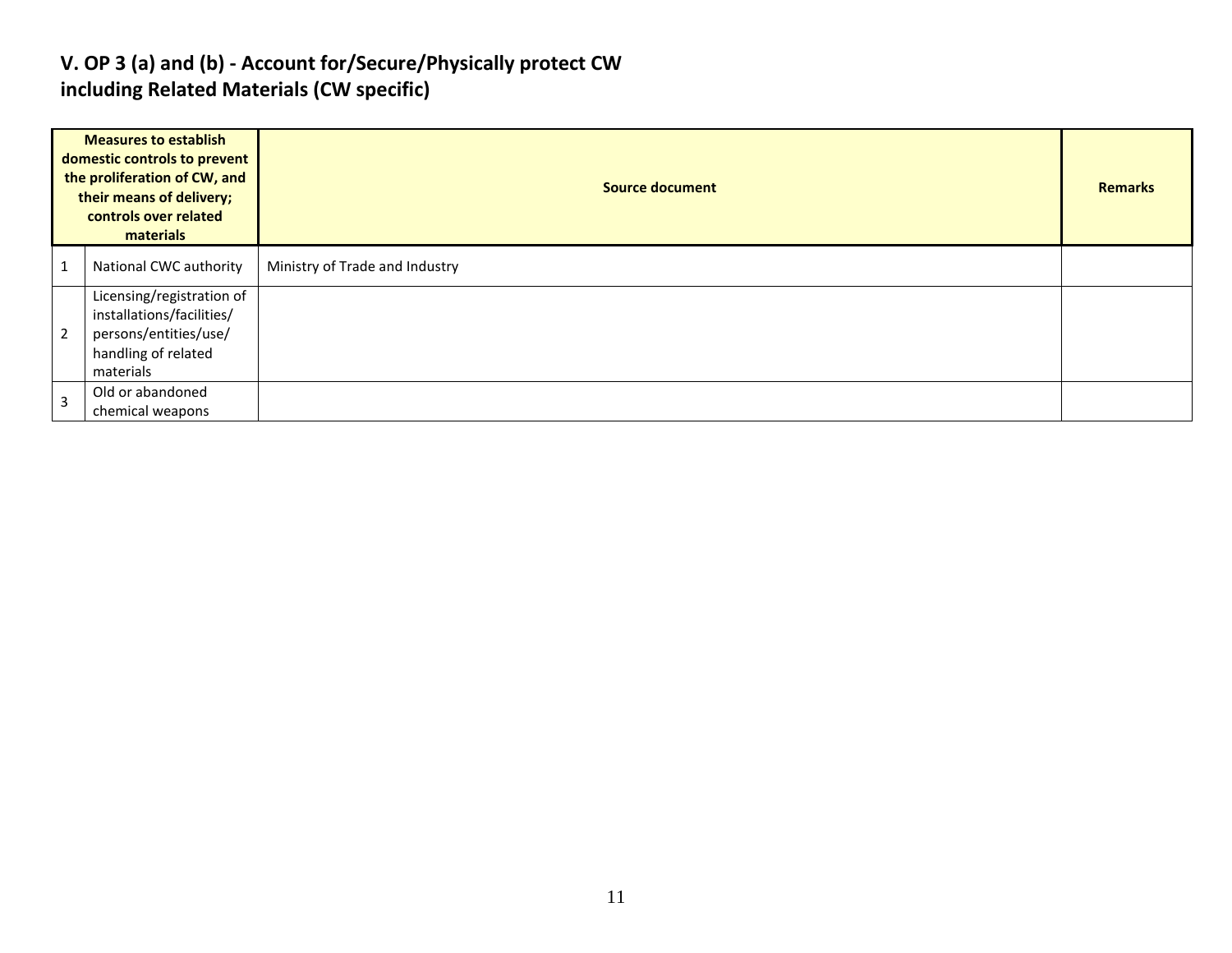## V. OP 3 (a) and (b) - Account for/Secure/Physically protect CW including Related Materials (CW specific)

| | Measures to establish domestic controls to prevent the proliferation of CW, and their means of delivery; controls over related materials | Source document | Remarks |
|---|---|---|---|
| 1 | National CWC authority | Ministry of Trade and Industry | |
| 2 | Licensing/registration of installations/facilities/ persons/entities/use/ handling of related materials | | |
| 3 | Old or abandoned chemical weapons | | |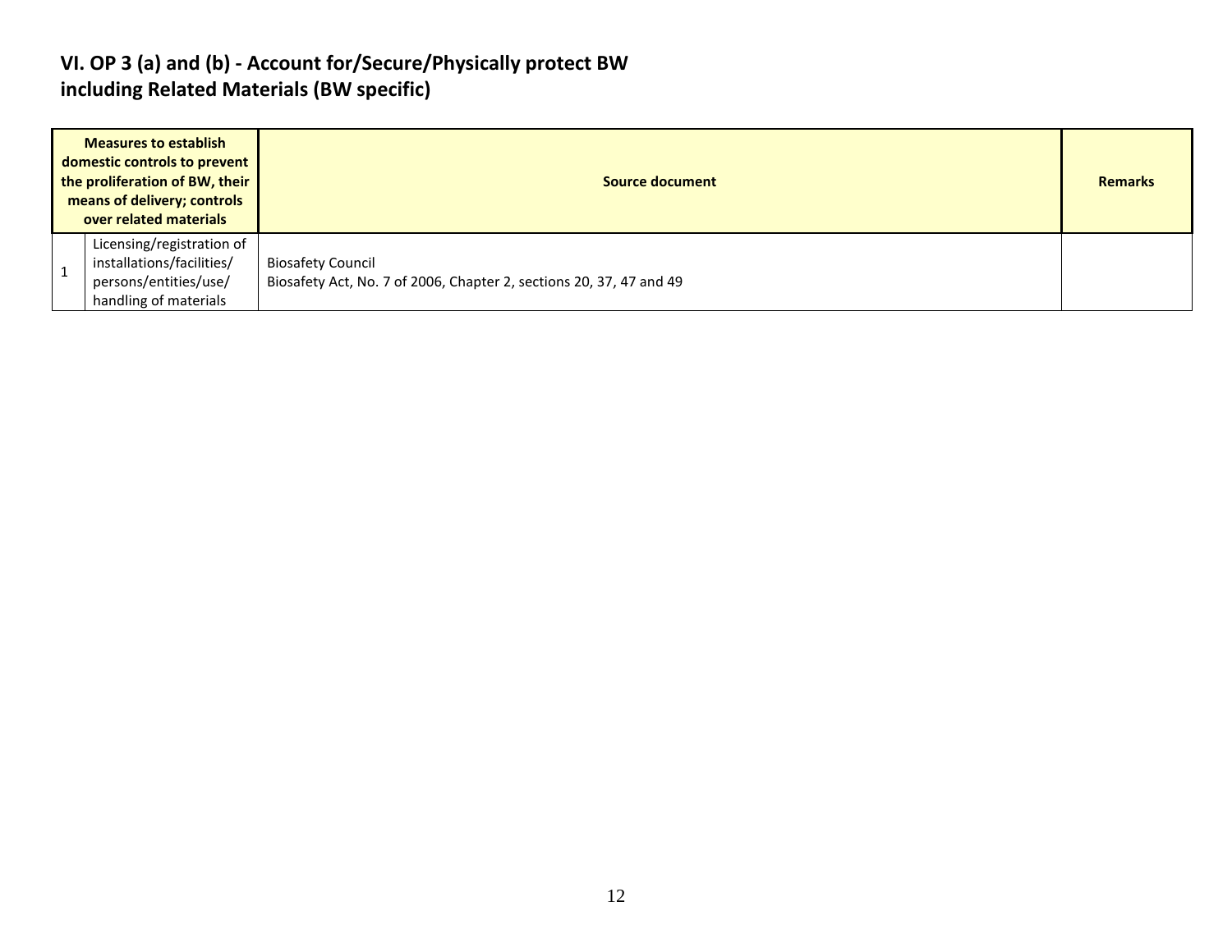## VI. OP 3 (a) and (b) - Account for/Secure/Physically protect BW including Related Materials (BW specific)

| Measures to establish domestic controls to prevent the proliferation of BW, their means of delivery; controls over related materials | | Source document | Remarks |
|---|---|---|---|
| 1 | Licensing/registration of installations/facilities/ persons/entities/use/ handling of materials | Biosafety Council<br>Biosafety Act, No. 7 of 2006, Chapter 2, sections 20, 37, 47 and 49 | |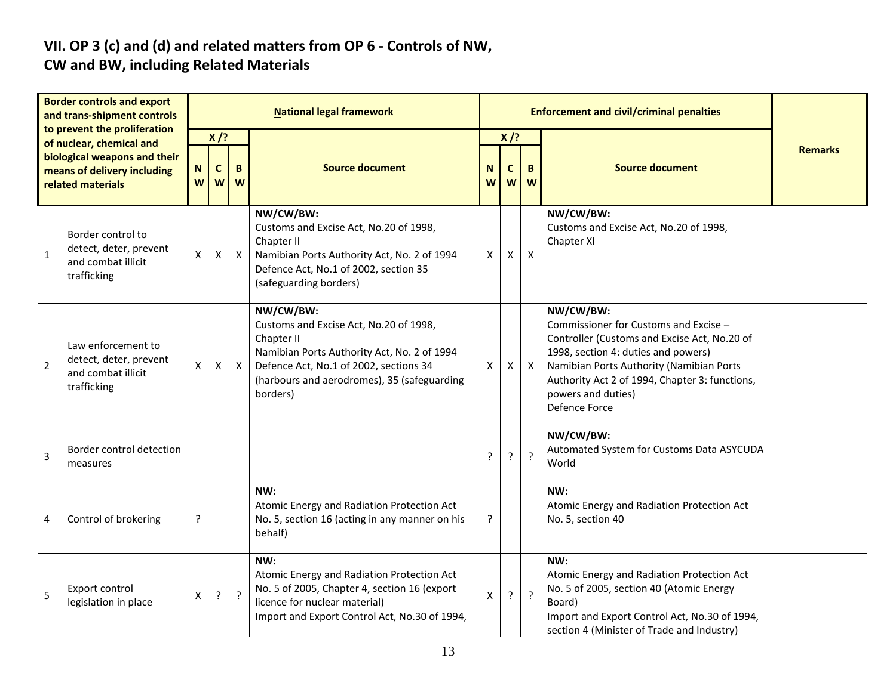## VII. OP 3 (c) and (d) and related matters from OP 6 - Controls of NW, CW and BW, including Related Materials

| Border controls and export and trans-shipment controls to prevent the proliferation of nuclear, chemical and biological weapons and their means of delivery including related materials | | National legal framework | | | | Enforcement and civil/criminal penalties | | | | Remarks |
|---|---|---|---|---|---|---|---|---|---|---|
| | | X /? | | | Source document | X /? | | | Source document | |
| | | NW | CW | BW | | NW | CW | BW | | |
| 1 | Border control to detect, deter, prevent and combat illicit trafficking | X | X | X | **NW/CW/BW:**<br>Customs and Excise Act, No.20 of 1998, Chapter II<br>Namibian Ports Authority Act, No. 2 of 1994<br>Defence Act, No.1 of 2002, section 35 (safeguarding borders) | X | X | X | **NW/CW/BW:**<br>Customs and Excise Act, No.20 of 1998, Chapter XI | |
| 2 | Law enforcement to detect, deter, prevent and combat illicit trafficking | X | X | X | **NW/CW/BW:**<br>Customs and Excise Act, No.20 of 1998, Chapter II<br>Namibian Ports Authority Act, No. 2 of 1994<br>Defence Act, No.1 of 2002, sections 34 (harbours and aerodromes), 35 (safeguarding borders) | X | X | X | **NW/CW/BW:**<br>Commissioner for Customs and Excise – Controller (Customs and Excise Act, No.20 of 1998, section 4: duties and powers)<br>Namibian Ports Authority (Namibian Ports Authority Act 2 of 1994, Chapter 3: functions, powers and duties)<br>Defence Force | |
| 3 | Border control detection measures | | | | | ? | ? | ? | **NW/CW/BW:**<br>Automated System for Customs Data ASYCUDA World | |
| 4 | Control of brokering | ? | | | **NW:**<br>Atomic Energy and Radiation Protection Act No. 5, section 16 (acting in any manner on his behalf) | ? | | | **NW:**<br>Atomic Energy and Radiation Protection Act No. 5, section 40 | |
| 5 | Export control legislation in place | X | ? | ? | **NW:**<br>Atomic Energy and Radiation Protection Act No. 5 of 2005, Chapter 4, section 16 (export licence for nuclear material)<br>Import and Export Control Act, No.30 of 1994, | X | ? | ? | **NW:**<br>Atomic Energy and Radiation Protection Act No. 5 of 2005, section 40 (Atomic Energy Board)<br>Import and Export Control Act, No.30 of 1994, section 4 (Minister of Trade and Industry) | |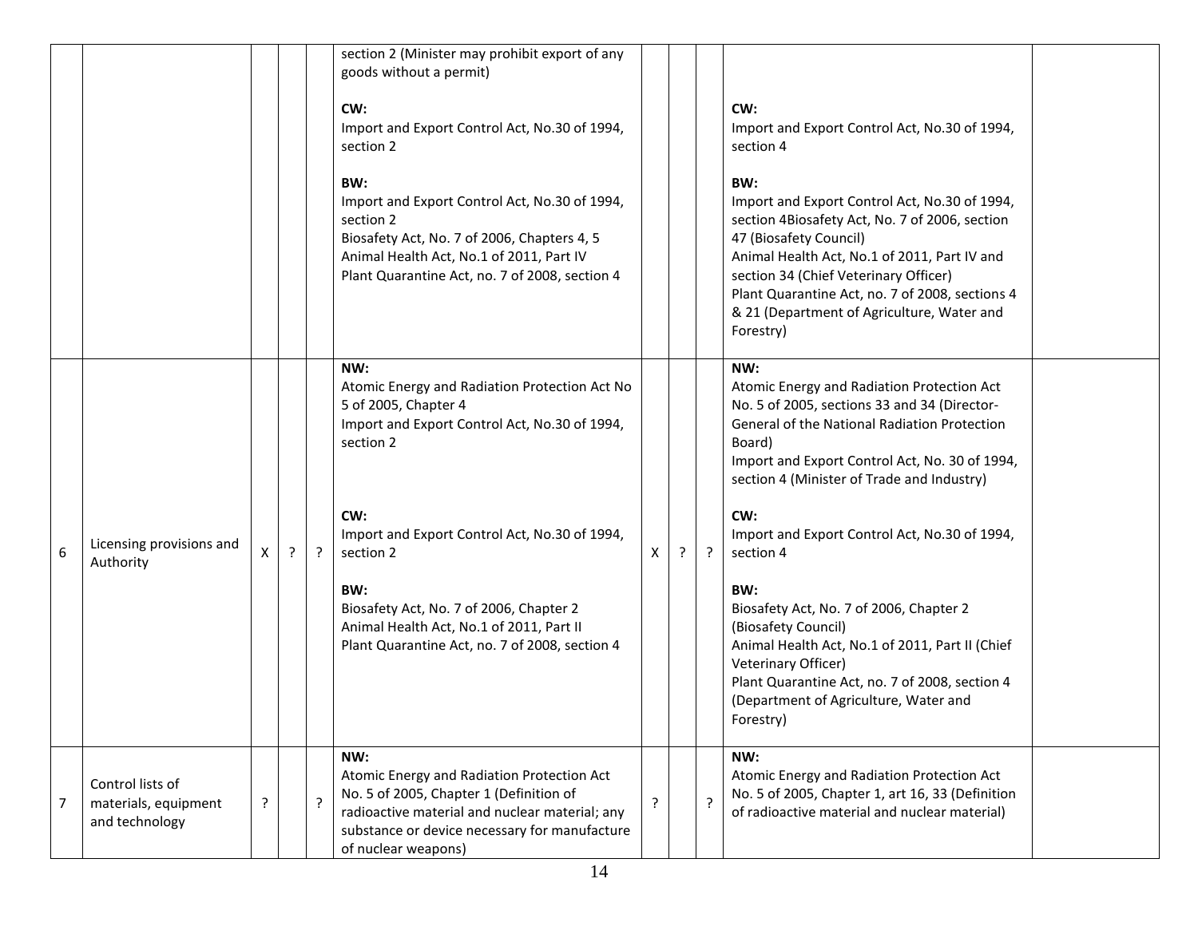| | | | | | | | | | | |
|---|---|---|---|---|---|---|---|---|---|---|
| | | | | | section 2 (Minister may prohibit export of any goods without a permit)<br><br>**CW:**<br>Import and Export Control Act, No.30 of 1994, section 2<br><br>**BW:**<br>Import and Export Control Act, No.30 of 1994, section 2<br>Biosafety Act, No. 7 of 2006, Chapters 4, 5<br>Animal Health Act, No.1 of 2011, Part IV<br>Plant Quarantine Act, no. 7 of 2008, section 4 | | | | **CW:**<br>Import and Export Control Act, No.30 of 1994, section 4<br><br>**BW:**<br>Import and Export Control Act, No.30 of 1994, section 4Biosafety Act, No. 7 of 2006, section 47 (Biosafety Council)<br>Animal Health Act, No.1 of 2011, Part IV and section 34 (Chief Veterinary Officer)<br>Plant Quarantine Act, no. 7 of 2008, sections 4 & 21 (Department of Agriculture, Water and Forestry) | |
| 6 | Licensing provisions and Authority | X | ? | ? | **NW:**<br>Atomic Energy and Radiation Protection Act No 5 of 2005, Chapter 4<br>Import and Export Control Act, No.30 of 1994, section 2<br><br>**CW:**<br>Import and Export Control Act, No.30 of 1994, section 2<br><br>**BW:**<br>Biosafety Act, No. 7 of 2006, Chapter 2<br>Animal Health Act, No.1 of 2011, Part II<br>Plant Quarantine Act, no. 7 of 2008, section 4 | X | ? | ? | **NW:**<br>Atomic Energy and Radiation Protection Act No. 5 of 2005, sections 33 and 34 (Director-General of the National Radiation Protection Board)<br>Import and Export Control Act, No. 30 of 1994, section 4 (Minister of Trade and Industry)<br><br>**CW:**<br>Import and Export Control Act, No.30 of 1994, section 4<br><br>**BW:**<br>Biosafety Act, No. 7 of 2006, Chapter 2 (Biosafety Council)<br>Animal Health Act, No.1 of 2011, Part II (Chief Veterinary Officer)<br>Plant Quarantine Act, no. 7 of 2008, section 4 (Department of Agriculture, Water and Forestry) | |
| 7 | Control lists of materials, equipment and technology | ? | | ? | **NW:**<br>Atomic Energy and Radiation Protection Act No. 5 of 2005, Chapter 1 (Definition of radioactive material and nuclear material; any substance or device necessary for manufacture of nuclear weapons) | ? | | ? | **NW:**<br>Atomic Energy and Radiation Protection Act No. 5 of 2005, Chapter 1, art 16, 33 (Definition of radioactive material and nuclear material) | |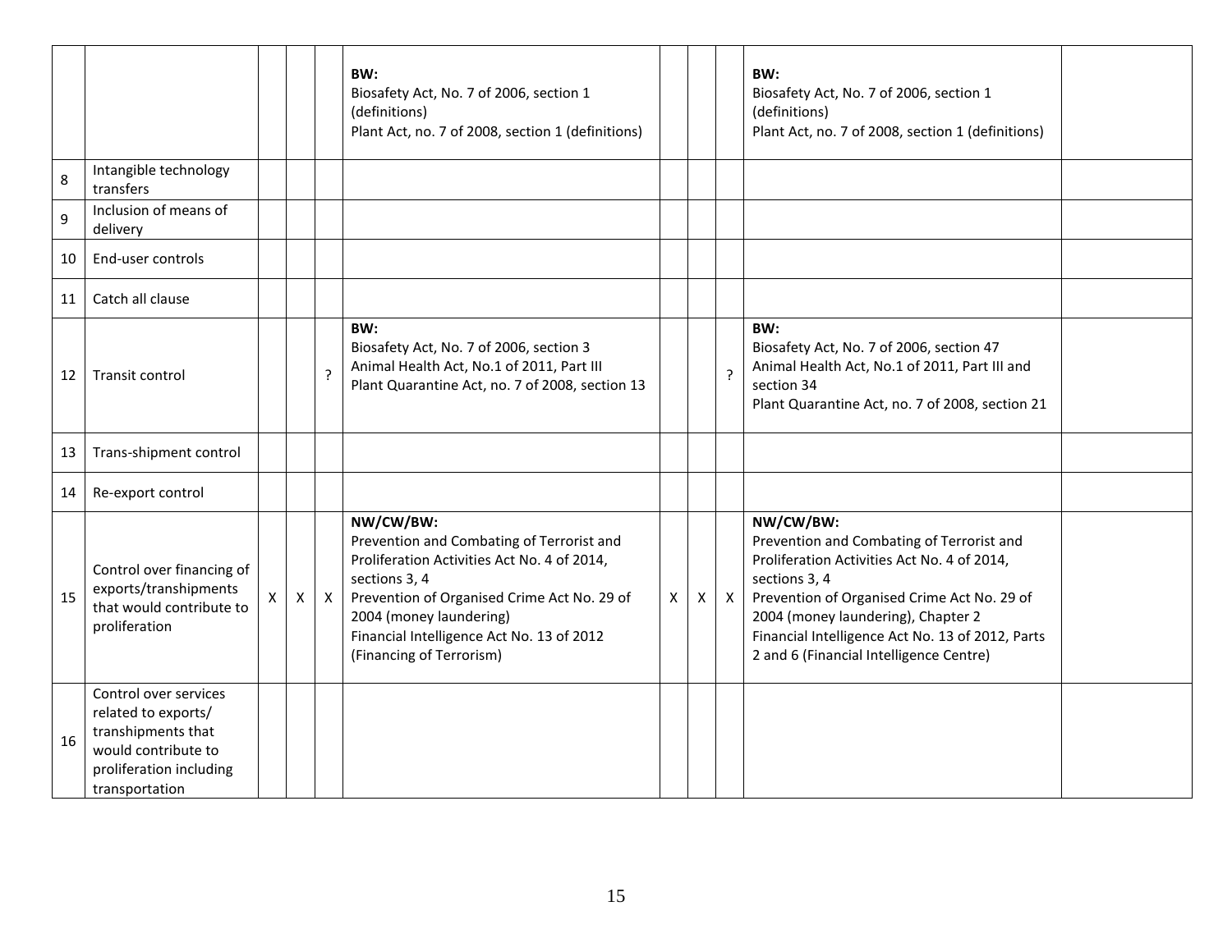| | | | | | | | | | | |
|---|---|---|---|---|---|---|---|---|---|---|
| | | | | | **BW:**<br>Biosafety Act, No. 7 of 2006, section 1 (definitions)<br>Plant Act, no. 7 of 2008, section 1 (definitions) | | | | **BW:**<br>Biosafety Act, No. 7 of 2006, section 1 (definitions)<br>Plant Act, no. 7 of 2008, section 1 (definitions) | |
| 8 | Intangible technology transfers | | | | | | | | | |
| 9 | Inclusion of means of delivery | | | | | | | | | |
| 10 | End-user controls | | | | | | | | | |
| 11 | Catch all clause | | | | | | | | | |
| 12 | Transit control | | | ? | **BW:**<br>Biosafety Act, No. 7 of 2006, section 3<br>Animal Health Act, No.1 of 2011, Part III<br>Plant Quarantine Act, no. 7 of 2008, section 13 | | | ? | **BW:**<br>Biosafety Act, No. 7 of 2006, section 47<br>Animal Health Act, No.1 of 2011, Part III and section 34<br>Plant Quarantine Act, no. 7 of 2008, section 21 | |
| 13 | Trans-shipment control | | | | | | | | | |
| 14 | Re-export control | | | | | | | | | |
| 15 | Control over financing of exports/transhipments that would contribute to proliferation | X | X | X | **NW/CW/BW:**<br>Prevention and Combating of Terrorist and Proliferation Activities Act No. 4 of 2014, sections 3, 4<br>Prevention of Organised Crime Act No. 29 of 2004 (money laundering)<br>Financial Intelligence Act No. 13 of 2012 (Financing of Terrorism) | X | X | X | **NW/CW/BW:**<br>Prevention and Combating of Terrorist and Proliferation Activities Act No. 4 of 2014, sections 3, 4<br>Prevention of Organised Crime Act No. 29 of 2004 (money laundering), Chapter 2<br>Financial Intelligence Act No. 13 of 2012, Parts 2 and 6 (Financial Intelligence Centre) | |
| 16 | Control over services related to exports/ transhipments that would contribute to proliferation including transportation | | | | | | | | | |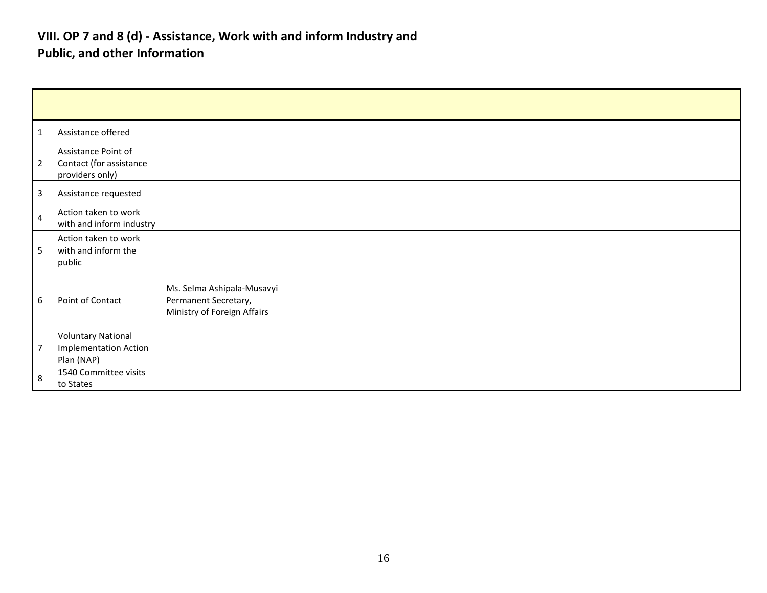## VIII. OP 7 and 8 (d) - Assistance, Work with and inform Industry and Public, and other Information

| | | |
|---|---|---|
| 1 | Assistance offered | |
| 2 | Assistance Point of Contact (for assistance providers only) | |
| 3 | Assistance requested | |
| 4 | Action taken to work with and inform industry | |
| 5 | Action taken to work with and inform the public | |
| 6 | Point of Contact | Ms. Selma Ashipala-Musavyi<br>Permanent Secretary,<br>Ministry of Foreign Affairs |
| 7 | Voluntary National Implementation Action Plan (NAP) | |
| 8 | 1540 Committee visits to States | |